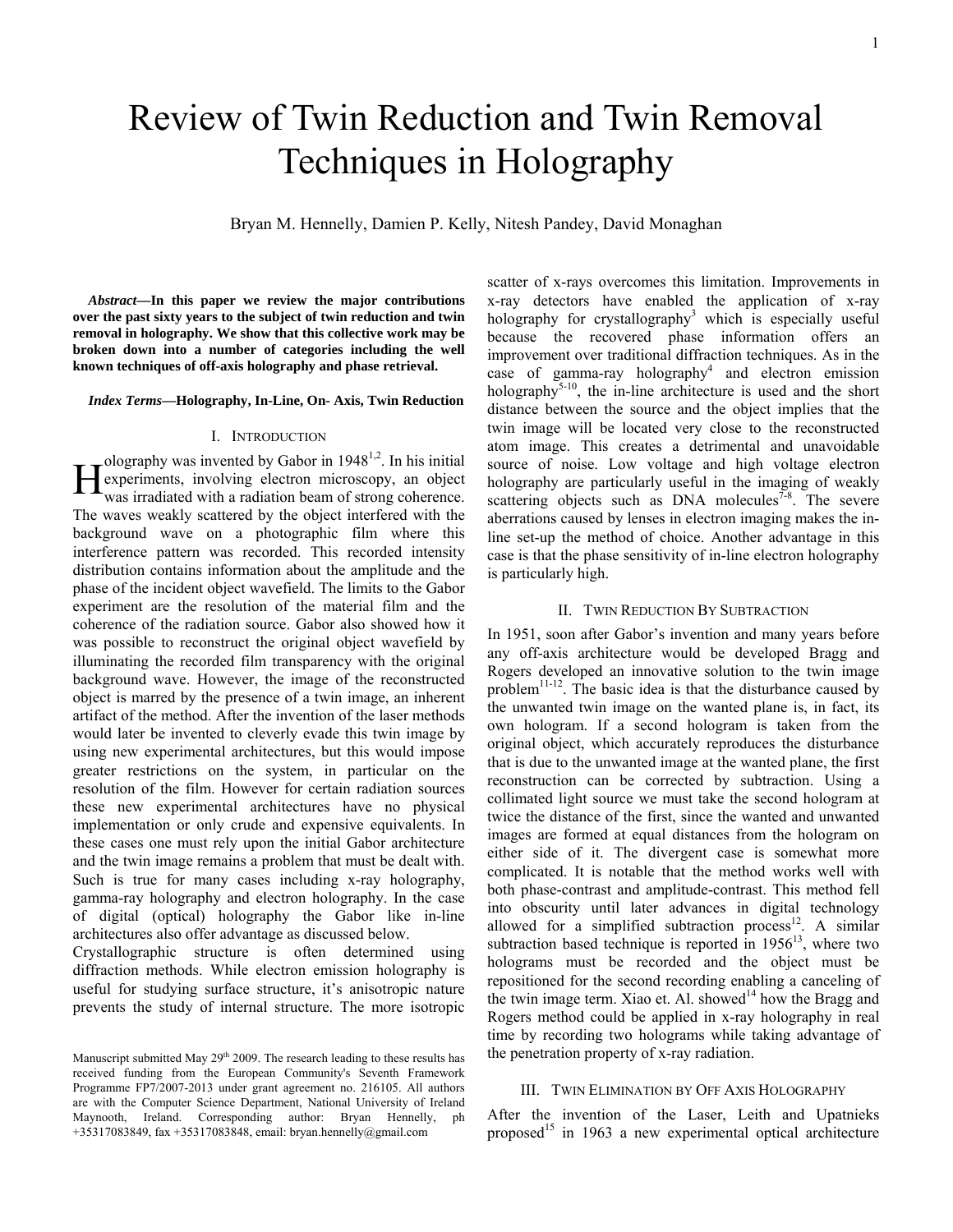# Review of Twin Reduction and Twin Removal Techniques in Holography

Bryan M. Hennelly, Damien P. Kelly, Nitesh Pandey, David Monaghan

***Abstract*—In this paper we review the major contributions over the past sixty years to the subject of twin reduction and twin removal in holography. We show that this collective work may be broken down into a number of categories including the well known techniques of off-axis holography and phase retrieval.**

***Index Terms*—Holography, In-Line, On- Axis, Twin Reduction**

## I. Introduction

Holography was invented by Gabor in 1948[1,2]. In his initial experiments, involving electron microscopy, an object was irradiated with a radiation beam of strong coherence. The waves weakly scattered by the object interfered with the background wave on a photographic film where this interference pattern was recorded. This recorded intensity distribution contains information about the amplitude and the phase of the incident object wavefield. The limits to the Gabor experiment are the resolution of the material film and the coherence of the radiation source. Gabor also showed how it was possible to reconstruct the original object wavefield by illuminating the recorded film transparency with the original background wave. However, the image of the reconstructed object is marred by the presence of a twin image, an inherent artifact of the method. After the invention of the laser methods would later be invented to cleverly evade this twin image by using new experimental architectures, but this would impose greater restrictions on the system, in particular on the resolution of the film. However for certain radiation sources these new experimental architectures have no physical implementation or only crude and expensive equivalents. In these cases one must rely upon the initial Gabor architecture and the twin image remains a problem that must be dealt with. Such is true for many cases including x-ray holography, gamma-ray holography and electron holography. In the case of digital (optical) holography the Gabor like in-line architectures also offer advantage as discussed below.

Crystallographic structure is often determined using diffraction methods. While electron emission holography is useful for studying surface structure, it's anisotropic nature prevents the study of internal structure. The more isotropic scatter of x-rays overcomes this limitation. Improvements in x-ray detectors have enabled the application of x-ray holography for crystallography[3] which is especially useful because the recovered phase information offers an improvement over traditional diffraction techniques. As in the case of gamma-ray holography[4] and electron emission holography[5-10], the in-line architecture is used and the short distance between the source and the object implies that the twin image will be located very close to the reconstructed atom image. This creates a detrimental and unavoidable source of noise. Low voltage and high voltage electron holography are particularly useful in the imaging of weakly scattering objects such as DNA molecules[7-8]. The severe aberrations caused by lenses in electron imaging makes the in-line set-up the method of choice. Another advantage in this case is that the phase sensitivity of in-line electron holography is particularly high.

## II. Twin Reduction By Subtraction

In 1951, soon after Gabor's invention and many years before any off-axis architecture would be developed Bragg and Rogers developed an innovative solution to the twin image problem[11-12]. The basic idea is that the disturbance caused by the unwanted twin image on the wanted plane is, in fact, its own hologram. If a second hologram is taken from the original object, which accurately reproduces the disturbance that is due to the unwanted image at the wanted plane, the first reconstruction can be corrected by subtraction. Using a collimated light source we must take the second hologram at twice the distance of the first, since the wanted and unwanted images are formed at equal distances from the hologram on either side of it. The divergent case is somewhat more complicated. It is notable that the method works well with both phase-contrast and amplitude-contrast. This method fell into obscurity until later advances in digital technology allowed for a simplified subtraction process[12]. A similar subtraction based technique is reported in 1956[13], where two holograms must be recorded and the object must be repositioned for the second recording enabling a canceling of the twin image term. Xiao et. Al. showed[14] how the Bragg and Rogers method could be applied in x-ray holography in real time by recording two holograms while taking advantage of the penetration property of x-ray radiation.

## III. Twin Elimination by Off Axis Holography

After the invention of the Laser, Leith and Upatnieks proposed[15] in 1963 a new experimental optical architecture

Manuscript submitted May 29th 2009. The research leading to these results has received funding from the European Community's Seventh Framework Programme FP7/2007-2013 under grant agreement no. 216105. All authors are with the Computer Science Department, National University of Ireland Maynooth, Ireland. Corresponding author: Bryan Hennelly, ph +35317083849, fax +35317083848, email: bryan.hennelly@gmail.com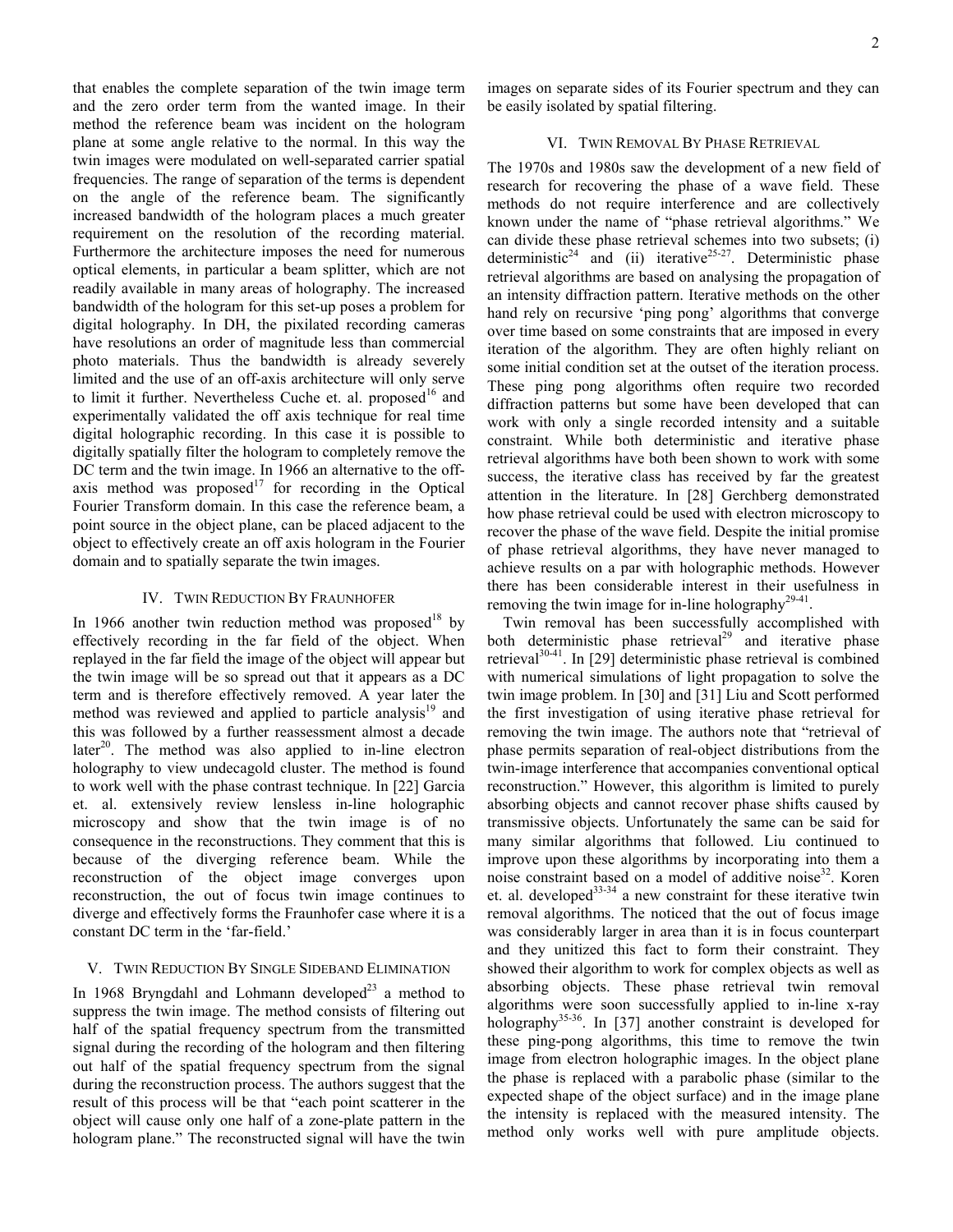that enables the complete separation of the twin image term and the zero order term from the wanted image. In their method the reference beam was incident on the hologram plane at some angle relative to the normal. In this way the twin images were modulated on well-separated carrier spatial frequencies. The range of separation of the terms is dependent on the angle of the reference beam. The significantly increased bandwidth of the hologram places a much greater requirement on the resolution of the recording material. Furthermore the architecture imposes the need for numerous optical elements, in particular a beam splitter, which are not readily available in many areas of holography. The increased bandwidth of the hologram for this set-up poses a problem for digital holography. In DH, the pixilated recording cameras have resolutions an order of magnitude less than commercial photo materials. Thus the bandwidth is already severely limited and the use of an off-axis architecture will only serve to limit it further. Nevertheless Cuche et. al. proposed[16] and experimentally validated the off axis technique for real time digital holographic recording. In this case it is possible to digitally spatially filter the hologram to completely remove the DC term and the twin image. In 1966 an alternative to the off-axis method was proposed[17] for recording in the Optical Fourier Transform domain. In this case the reference beam, a point source in the object plane, can be placed adjacent to the object to effectively create an off axis hologram in the Fourier domain and to spatially separate the twin images.

## IV. Twin Reduction By Fraunhofer

In 1966 another twin reduction method was proposed[18] by effectively recording in the far field of the object. When replayed in the far field the image of the object will appear but the twin image will be so spread out that it appears as a DC term and is therefore effectively removed. A year later the method was reviewed and applied to particle analysis[19] and this was followed by a further reassessment almost a decade later[20]. The method was also applied to in-line electron holography to view undecagold cluster. The method is found to work well with the phase contrast technique. In [22] Garcia et. al. extensively review lensless in-line holographic microscopy and show that the twin image is of no consequence in the reconstructions. They comment that this is because of the diverging reference beam. While the reconstruction of the object image converges upon reconstruction, the out of focus twin image continues to diverge and effectively forms the Fraunhofer case where it is a constant DC term in the 'far-field.'

## V. Twin Reduction By Single Sideband Elimination

In 1968 Bryngdahl and Lohmann developed[23] a method to suppress the twin image. The method consists of filtering out half of the spatial frequency spectrum from the transmitted signal during the recording of the hologram and then filtering out half of the spatial frequency spectrum from the signal during the reconstruction process. The authors suggest that the result of this process will be that "each point scatterer in the object will cause only one half of a zone-plate pattern in the hologram plane." The reconstructed signal will have the twin images on separate sides of its Fourier spectrum and they can be easily isolated by spatial filtering.

## VI. Twin Removal By Phase Retrieval

The 1970s and 1980s saw the development of a new field of research for recovering the phase of a wave field. These methods do not require interference and are collectively known under the name of "phase retrieval algorithms." We can divide these phase retrieval schemes into two subsets; (i) deterministic[24] and (ii) iterative[25-27]. Deterministic phase retrieval algorithms are based on analysing the propagation of an intensity diffraction pattern. Iterative methods on the other hand rely on recursive 'ping pong' algorithms that converge over time based on some constraints that are imposed in every iteration of the algorithm. They are often highly reliant on some initial condition set at the outset of the iteration process. These ping pong algorithms often require two recorded diffraction patterns but some have been developed that can work with only a single recorded intensity and a suitable constraint. While both deterministic and iterative phase retrieval algorithms have both been shown to work with some success, the iterative class has received by far the greatest attention in the literature. In [28] Gerchberg demonstrated how phase retrieval could be used with electron microscopy to recover the phase of the wave field. Despite the initial promise of phase retrieval algorithms, they have never managed to achieve results on a par with holographic methods. However there has been considerable interest in their usefulness in removing the twin image for in-line holography[29-41].

Twin removal has been successfully accomplished with both deterministic phase retrieval[29] and iterative phase retrieval[30-41]. In [29] deterministic phase retrieval is combined with numerical simulations of light propagation to solve the twin image problem. In [30] and [31] Liu and Scott performed the first investigation of using iterative phase retrieval for removing the twin image. The authors note that "retrieval of phase permits separation of real-object distributions from the twin-image interference that accompanies conventional optical reconstruction." However, this algorithm is limited to purely absorbing objects and cannot recover phase shifts caused by transmissive objects. Unfortunately the same can be said for many similar algorithms that followed. Liu continued to improve upon these algorithms by incorporating into them a noise constraint based on a model of additive noise[32]. Koren et. al. developed[33-34] a new constraint for these iterative twin removal algorithms. The noticed that the out of focus image was considerably larger in area than it is in focus counterpart and they unitized this fact to form their constraint. They showed their algorithm to work for complex objects as well as absorbing objects. These phase retrieval twin removal algorithms were soon successfully applied to in-line x-ray holography[35-36]. In [37] another constraint is developed for these ping-pong algorithms, this time to remove the twin image from electron holographic images. In the object plane the phase is replaced with a parabolic phase (similar to the expected shape of the object surface) and in the image plane the intensity is replaced with the measured intensity. The method only works well with pure amplitude objects.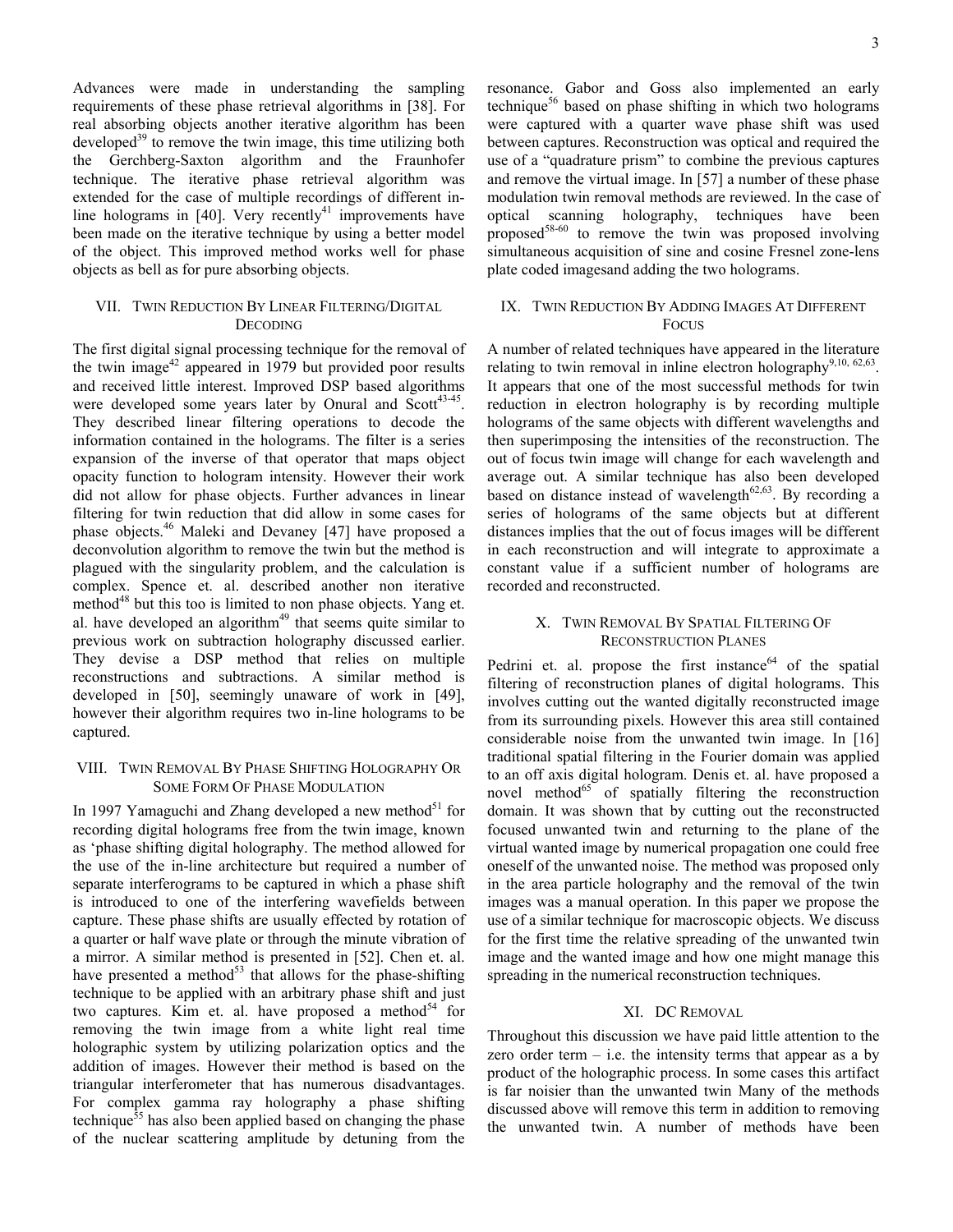Advances were made in understanding the sampling requirements of these phase retrieval algorithms in [38]. For real absorbing objects another iterative algorithm has been developed[39] to remove the twin image, this time utilizing both the Gerchberg-Saxton algorithm and the Fraunhofer technique. The iterative phase retrieval algorithm was extended for the case of multiple recordings of different in-line holograms in [40]. Very recently[41] improvements have been made on the iterative technique by using a better model of the object. This improved method works well for phase objects as bell as for pure absorbing objects.

## VII. Twin Reduction By Linear Filtering/Digital Decoding

The first digital signal processing technique for the removal of the twin image[42] appeared in 1979 but provided poor results and received little interest. Improved DSP based algorithms were developed some years later by Onural and Scott[43-45]. They described linear filtering operations to decode the information contained in the holograms. The filter is a series expansion of the inverse of that operator that maps object opacity function to hologram intensity. However their work did not allow for phase objects. Further advances in linear filtering for twin reduction that did allow in some cases for phase objects.[46] Maleki and Devaney [47] have proposed a deconvolution algorithm to remove the twin but the method is plagued with the singularity problem, and the calculation is complex. Spence et. al. described another non iterative method[48] but this too is limited to non phase objects. Yang et. al. have developed an algorithm[49] that seems quite similar to previous work on subtraction holography discussed earlier. They devise a DSP method that relies on multiple reconstructions and subtractions. A similar method is developed in [50], seemingly unaware of work in [49], however their algorithm requires two in-line holograms to be captured.

## VIII. Twin Removal By Phase Shifting Holography Or Some Form Of Phase Modulation

In 1997 Yamaguchi and Zhang developed a new method[51] for recording digital holograms free from the twin image, known as 'phase shifting digital holography. The method allowed for the use of the in-line architecture but required a number of separate interferograms to be captured in which a phase shift is introduced to one of the interfering wavefields between capture. These phase shifts are usually effected by rotation of a quarter or half wave plate or through the minute vibration of a mirror. A similar method is presented in [52]. Chen et. al. have presented a method[53] that allows for the phase-shifting technique to be applied with an arbitrary phase shift and just two captures. Kim et. al. have proposed a method[54] for removing the twin image from a white light real time holographic system by utilizing polarization optics and the addition of images. However their method is based on the triangular interferometer that has numerous disadvantages. For complex gamma ray holography a phase shifting technique[55] has also been applied based on changing the phase of the nuclear scattering amplitude by detuning from the resonance. Gabor and Goss also implemented an early technique[56] based on phase shifting in which two holograms were captured with a quarter wave phase shift was used between captures. Reconstruction was optical and required the use of a "quadrature prism" to combine the previous captures and remove the virtual image. In [57] a number of these phase modulation twin removal methods are reviewed. In the case of optical scanning holography, techniques have been proposed[58-60] to remove the twin was proposed involving simultaneous acquisition of sine and cosine Fresnel zone-lens plate coded imagesand adding the two holograms.

## IX. Twin Reduction By Adding Images At Different Focus

A number of related techniques have appeared in the literature relating to twin removal in inline electron holography[9,10, 62,63]. It appears that one of the most successful methods for twin reduction in electron holography is by recording multiple holograms of the same objects with different wavelengths and then superimposing the intensities of the reconstruction. The out of focus twin image will change for each wavelength and average out. A similar technique has also been developed based on distance instead of wavelength[62,63]. By recording a series of holograms of the same objects but at different distances implies that the out of focus images will be different in each reconstruction and will integrate to approximate a constant value if a sufficient number of holograms are recorded and reconstructed.

## X. Twin Removal By Spatial Filtering Of Reconstruction Planes

Pedrini et. al. propose the first instance[64] of the spatial filtering of reconstruction planes of digital holograms. This involves cutting out the wanted digitally reconstructed image from its surrounding pixels. However this area still contained considerable noise from the unwanted twin image. In [16] traditional spatial filtering in the Fourier domain was applied to an off axis digital hologram. Denis et. al. have proposed a novel method[65] of spatially filtering the reconstruction domain. It was shown that by cutting out the reconstructed focused unwanted twin and returning to the plane of the virtual wanted image by numerical propagation one could free oneself of the unwanted noise. The method was proposed only in the area particle holography and the removal of the twin images was a manual operation. In this paper we propose the use of a similar technique for macroscopic objects. We discuss for the first time the relative spreading of the unwanted twin image and the wanted image and how one might manage this spreading in the numerical reconstruction techniques.

## XI. DC Removal

Throughout this discussion we have paid little attention to the zero order term – i.e. the intensity terms that appear as a by product of the holographic process. In some cases this artifact is far noisier than the unwanted twin Many of the methods discussed above will remove this term in addition to removing the unwanted twin. A number of methods have been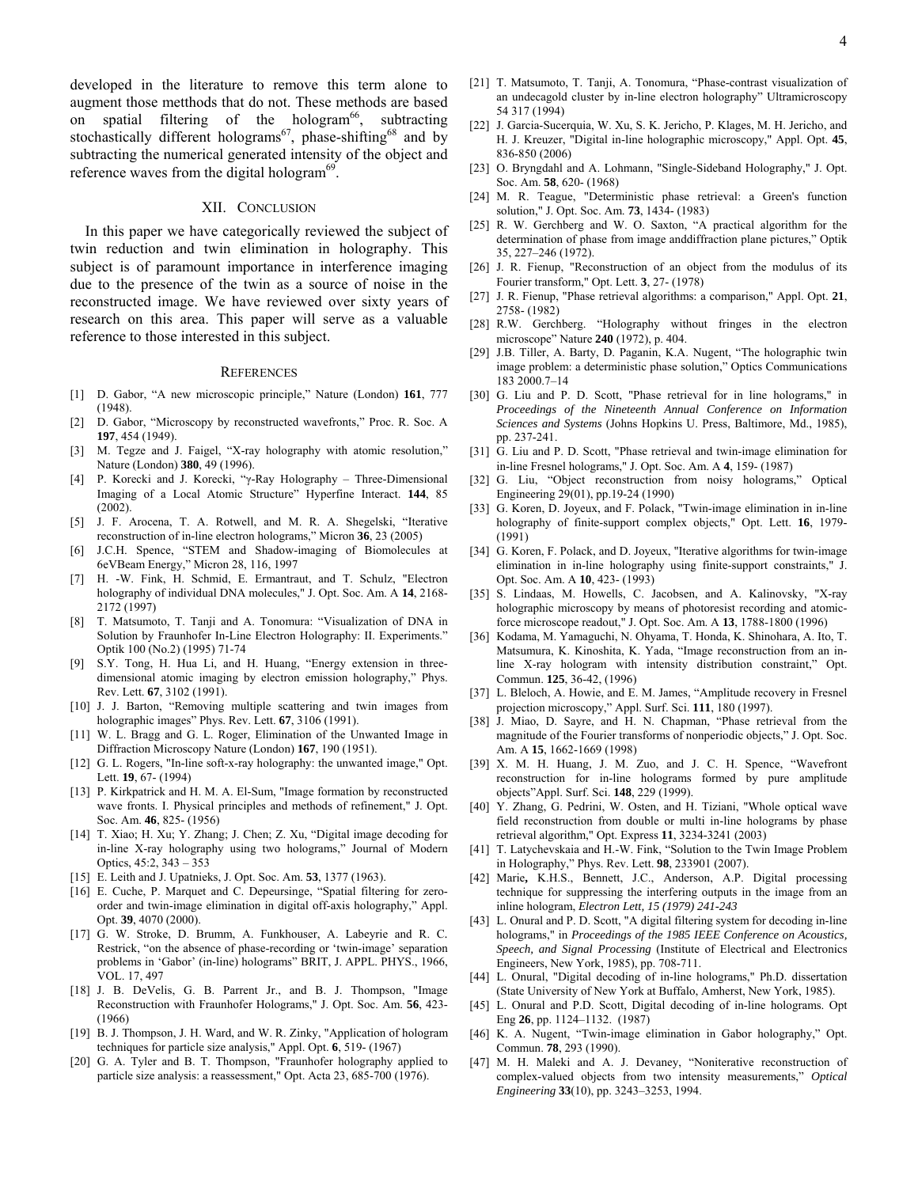developed in the literature to remove this term alone to augment those metthods that do not. These methods are based on spatial filtering of the hologram[66], subtracting stochastically different holograms[67], phase-shifting[68] and by subtracting the numerical generated intensity of the object and reference waves from the digital hologram[69].

## XII. Conclusion

In this paper we have categorically reviewed the subject of twin reduction and twin elimination in holography. This subject is of paramount importance in interference imaging due to the presence of the twin as a source of noise in the reconstructed image. We have reviewed over sixty years of research on this area. This paper will serve as a valuable reference to those interested in this subject.

## References

[1] D. Gabor, "A new microscopic principle," Nature (London) **161**, 777 (1948).

[2] D. Gabor, "Microscopy by reconstructed wavefronts," Proc. R. Soc. A **197**, 454 (1949).

[3] M. Tegze and J. Faigel, "X-ray holography with atomic resolution," Nature (London) **380**, 49 (1996).

[4] P. Korecki and J. Korecki, "γ-Ray Holography – Three-Dimensional Imaging of a Local Atomic Structure" Hyperfine Interact. **144**, 85 (2002).

[5] J. F. Arocena, T. A. Rotwell, and M. R. A. Shegelski, "Iterative reconstruction of in-line electron holograms," Micron **36**, 23 (2005)

[6] J.C.H. Spence, "STEM and Shadow-imaging of Biomolecules at 6eVBeam Energy," Micron 28, 116, 1997

[7] H. -W. Fink, H. Schmid, E. Ermantraut, and T. Schulz, "Electron holography of individual DNA molecules," J. Opt. Soc. Am. A **14**, 2168-2172 (1997)

[8] T. Matsumoto, T. Tanji and A. Tonomura: "Visualization of DNA in Solution by Fraunhofer In-Line Electron Holography: II. Experiments." Optik 100 (No.2) (1995) 71-74

[9] S.Y. Tong, H. Hua Li, and H. Huang, "Energy extension in three-dimensional atomic imaging by electron emission holography," Phys. Rev. Lett. **67**, 3102 (1991).

[10] J. J. Barton, "Removing multiple scattering and twin images from holographic images" Phys. Rev. Lett. **67**, 3106 (1991).

[11] W. L. Bragg and G. L. Roger, Elimination of the Unwanted Image in Diffraction Microscopy Nature (London) **167**, 190 (1951).

[12] G. L. Rogers, "In-line soft-x-ray holography: the unwanted image," Opt. Lett. **19**, 67- (1994)

[13] P. Kirkpatrick and H. M. A. El-Sum, "Image formation by reconstructed wave fronts. I. Physical principles and methods of refinement," J. Opt. Soc. Am. **46**, 825- (1956)

[14] T. Xiao; H. Xu; Y. Zhang; J. Chen; Z. Xu, "Digital image decoding for in-line X-ray holography using two holograms," Journal of Modern Optics, 45:2, 343 – 353

[15] E. Leith and J. Upatnieks, J. Opt. Soc. Am. **53**, 1377 (1963).

[16] E. Cuche, P. Marquet and C. Depeursinge, "Spatial filtering for zero-order and twin-image elimination in digital off-axis holography," Appl. Opt. **39**, 4070 (2000).

[17] G. W. Stroke, D. Brumm, A. Funkhouser, A. Labeyrie and R. C. Restrick, "on the absence of phase-recording or 'twin-image' separation problems in 'Gabor' (in-line) holograms" BRIT, J. APPL. PHYS., 1966, VOL. 17, 497

[18] J. B. DeVelis, G. B. Parrent Jr., and B. J. Thompson, "Image Reconstruction with Fraunhofer Holograms," J. Opt. Soc. Am. **56**, 423- (1966)

[19] B. J. Thompson, J. H. Ward, and W. R. Zinky, "Application of hologram techniques for particle size analysis," Appl. Opt. **6**, 519- (1967)

[20] G. A. Tyler and B. T. Thompson, "Fraunhofer holography applied to particle size analysis: a reassessment," Opt. Acta 23, 685-700 (1976).

[21] T. Matsumoto, T. Tanji, A. Tonomura, "Phase-contrast visualization of an undecagold cluster by in-line electron holography" Ultramicroscopy 54 317 (1994)

[22] J. Garcia-Sucerquia, W. Xu, S. K. Jericho, P. Klages, M. H. Jericho, and H. J. Kreuzer, "Digital in-line holographic microscopy," Appl. Opt. **45**, 836-850 (2006)

[23] O. Bryngdahl and A. Lohmann, "Single-Sideband Holography," J. Opt. Soc. Am. **58**, 620- (1968)

[24] M. R. Teague, "Deterministic phase retrieval: a Green's function solution," J. Opt. Soc. Am. **73**, 1434- (1983)

[25] R. W. Gerchberg and W. O. Saxton, "A practical algorithm for the determination of phase from image anddiffraction plane pictures," Optik 35, 227–246 (1972).

[26] J. R. Fienup, "Reconstruction of an object from the modulus of its Fourier transform," Opt. Lett. **3**, 27- (1978)

[27] J. R. Fienup, "Phase retrieval algorithms: a comparison," Appl. Opt. **21**, 2758- (1982)

[28] R.W. Gerchberg. "Holography without fringes in the electron microscope" Nature **240** (1972), p. 404.

[29] J.B. Tiller, A. Barty, D. Paganin, K.A. Nugent, "The holographic twin image problem: a deterministic phase solution," Optics Communications 183 2000.7–14

[30] G. Liu and P. D. Scott, "Phase retrieval for in line holograms," in *Proceedings of the Nineteenth Annual Conference on Information Sciences and Systems* (Johns Hopkins U. Press, Baltimore, Md., 1985), pp. 237-241.

[31] G. Liu and P. D. Scott, "Phase retrieval and twin-image elimination for in-line Fresnel holograms," J. Opt. Soc. Am. A **4**, 159- (1987)

[32] G. Liu, "Object reconstruction from noisy holograms," Optical Engineering 29(01), pp.19-24 (1990)

[33] G. Koren, D. Joyeux, and F. Polack, "Twin-image elimination in in-line holography of finite-support complex objects," Opt. Lett. **16**, 1979- (1991)

[34] G. Koren, F. Polack, and D. Joyeux, "Iterative algorithms for twin-image elimination in in-line holography using finite-support constraints," J. Opt. Soc. Am. A **10**, 423- (1993)

[35] S. Lindaas, M. Howells, C. Jacobsen, and A. Kalinovsky, "X-ray holographic microscopy by means of photoresist recording and atomic-force microscope readout," J. Opt. Soc. Am. A **13**, 1788-1800 (1996)

[36] Kodama, M. Yamaguchi, N. Ohyama, T. Honda, K. Shinohara, A. Ito, T. Matsumura, K. Kinoshita, K. Yada, "Image reconstruction from an in-line X-ray hologram with intensity distribution constraint," Opt. Commun. **125**, 36-42, (1996)

[37] L. Bleloch, A. Howie, and E. M. James, "Amplitude recovery in Fresnel projection microscopy," Appl. Surf. Sci. **111**, 180 (1997).

[38] J. Miao, D. Sayre, and H. N. Chapman, "Phase retrieval from the magnitude of the Fourier transforms of nonperiodic objects," J. Opt. Soc. Am. A **15**, 1662-1669 (1998)

[39] X. M. H. Huang, J. M. Zuo, and J. C. H. Spence, "Wavefront reconstruction for in-line holograms formed by pure amplitude objects"Appl. Surf. Sci. **148**, 229 (1999).

[40] Y. Zhang, G. Pedrini, W. Osten, and H. Tiziani, "Whole optical wave field reconstruction from double or multi in-line holograms by phase retrieval algorithm," Opt. Express **11**, 3234-3241 (2003)

[41] T. Latychevskaia and H.-W. Fink, "Solution to the Twin Image Problem in Holography," Phys. Rev. Lett. **98**, 233901 (2007).

[42] Marie**,** K.H.S., Bennett, J.C., Anderson, A.P. Digital processing technique for suppressing the interfering outputs in the image from an inline hologram, *Electron Lett, 15 (1979) 241-243*

[43] L. Onural and P. D. Scott, "A digital filtering system for decoding in-line holograms," in *Proceedings of the 1985 IEEE Conference on Acoustics, Speech, and Signal Processing* (Institute of Electrical and Electronics Engineers, New York, 1985), pp. 708-711.

[44] L. Onural, "Digital decoding of in-line holograms," Ph.D. dissertation (State University of New York at Buffalo, Amherst, New York, 1985).

[45] L. Onural and P.D. Scott, Digital decoding of in-line holograms. Opt Eng **26**, pp. 1124–1132. (1987)

[46] K. A. Nugent, "Twin-image elimination in Gabor holography," Opt. Commun. **78**, 293 (1990).

[47] M. H. Maleki and A. J. Devaney, "Noniterative reconstruction of complex-valued objects from two intensity measurements," *Optical Engineering* **33**(10), pp. 3243–3253, 1994.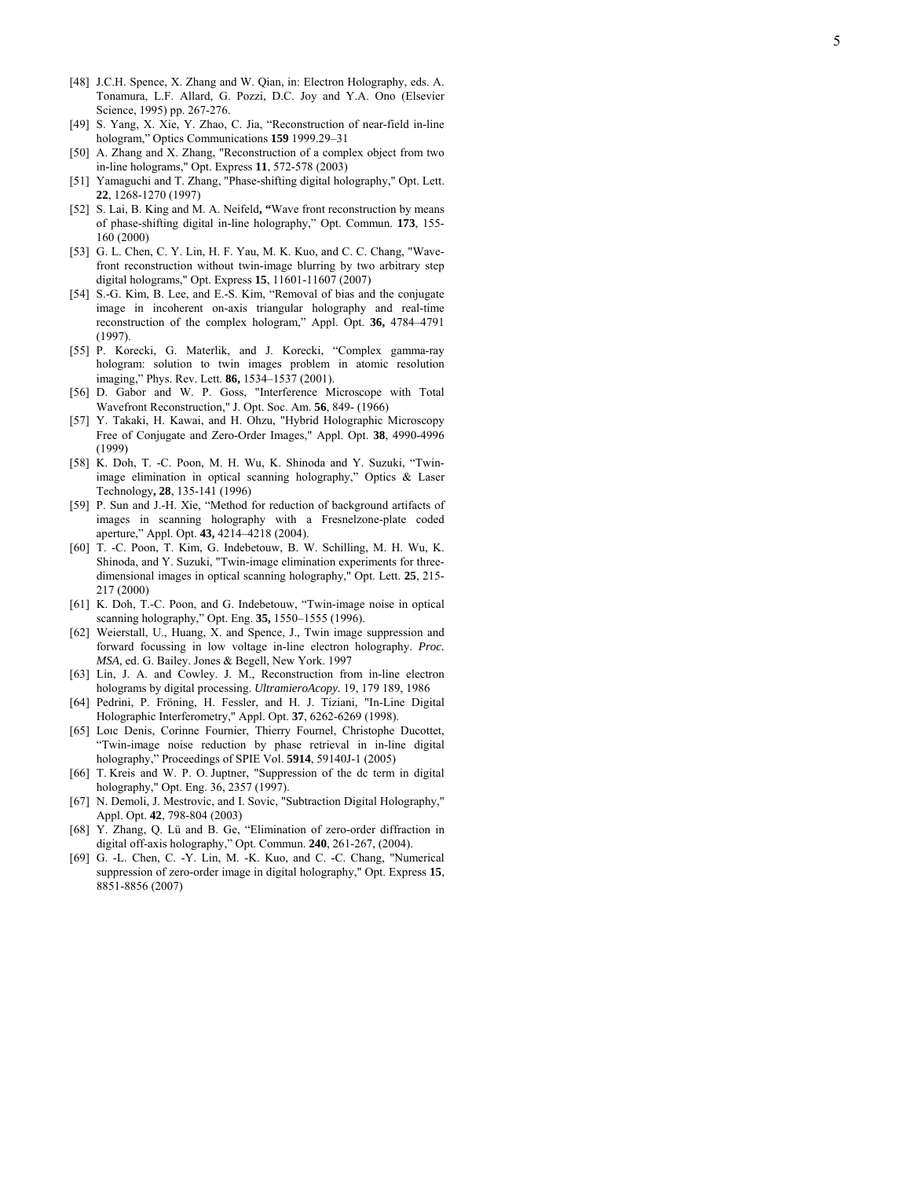[48] J.C.H. Spence, X. Zhang and W. Qian, in: Electron Holography, eds. A. Tonamura, L.F. Allard, G. Pozzi, D.C. Joy and Y.A. Ono (Elsevier Science, 1995) pp. 267-276.

[49] S. Yang, X. Xie, Y. Zhao, C. Jia, "Reconstruction of near-field in-line hologram," Optics Communications **159** 1999.29–31

[50] A. Zhang and X. Zhang, "Reconstruction of a complex object from two in-line holograms," Opt. Express **11**, 572-578 (2003)

[51] Yamaguchi and T. Zhang, "Phase-shifting digital holography," Opt. Lett. **22**, 1268-1270 (1997)

[52] S. Lai, B. King and M. A. Neifeld**, "**Wave front reconstruction by means of phase-shifting digital in-line holography," Opt. Commun. **173**, 155-160 (2000)

[53] G. L. Chen, C. Y. Lin, H. F. Yau, M. K. Kuo, and C. C. Chang, "Wave-front reconstruction without twin-image blurring by two arbitrary step digital holograms," Opt. Express **15**, 11601-11607 (2007)

[54] S.-G. Kim, B. Lee, and E.-S. Kim, "Removal of bias and the conjugate image in incoherent on-axis triangular holography and real-time reconstruction of the complex hologram," Appl. Opt. **36,** 4784–4791 (1997).

[55] P. Korecki, G. Materlik, and J. Korecki, "Complex gamma-ray hologram: solution to twin images problem in atomic resolution imaging," Phys. Rev. Lett. **86,** 1534–1537 (2001).

[56] D. Gabor and W. P. Goss, "Interference Microscope with Total Wavefront Reconstruction," J. Opt. Soc. Am. **56**, 849- (1966)

[57] Y. Takaki, H. Kawai, and H. Ohzu, "Hybrid Holographic Microscopy Free of Conjugate and Zero-Order Images," Appl. Opt. **38**, 4990-4996 (1999)

[58] K. Doh, T. -C. Poon, M. H. Wu, K. Shinoda and Y. Suzuki, "Twin-image elimination in optical scanning holography," Optics & Laser Technology**, 28**, 135-141 (1996)

[59] P. Sun and J.-H. Xie, "Method for reduction of background artifacts of images in scanning holography with a Fresnelzone-plate coded aperture," Appl. Opt. **43,** 4214–4218 (2004).

[60] T. -C. Poon, T. Kim, G. Indebetouw, B. W. Schilling, M. H. Wu, K. Shinoda, and Y. Suzuki, "Twin-image elimination experiments for three-dimensional images in optical scanning holography," Opt. Lett. **25**, 215-217 (2000)

[61] K. Doh, T.-C. Poon, and G. Indebetouw, "Twin-image noise in optical scanning holography," Opt. Eng. **35,** 1550–1555 (1996).

[62] Weierstall, U., Huang, X. and Spence, J., Twin image suppression and forward focussing in low voltage in-line electron holography. *Proc. MSA*, ed. G. Bailey. Jones & Begell, New York. 1997

[63] Lin, J. A. and Cowley. J. M., Reconstruction from in-line electron holograms by digital processing. *UltramieroAcopy.* 19, 179 189, 1986

[64] Pedrini, P. Fröning, H. Fessler, and H. J. Tiziani, "In-Line Digital Holographic Interferometry," Appl. Opt. **37**, 6262-6269 (1998).

[65] Loıc Denis, Corinne Fournier, Thierry Fournel, Christophe Ducottet, "Twin-image noise reduction by phase retrieval in in-line digital holography," Proceedings of SPIE Vol. **5914**, 59140J-1 (2005)

[66] T. Kreis and W. P. O. Juptner, "Suppression of the dc term in digital holography," Opt. Eng. 36, 2357 (1997).

[67] N. Demoli, J. Mestrovic, and I. Sovic, "Subtraction Digital Holography," Appl. Opt. **42**, 798-804 (2003)

[68] Y. Zhang, Q. Lü and B. Ge, "Elimination of zero-order diffraction in digital off-axis holography," Opt. Commun. **240**, 261-267, (2004).

[69] G. -L. Chen, C. -Y. Lin, M. -K. Kuo, and C. -C. Chang, "Numerical suppression of zero-order image in digital holography," Opt. Express **15**, 8851-8856 (2007)